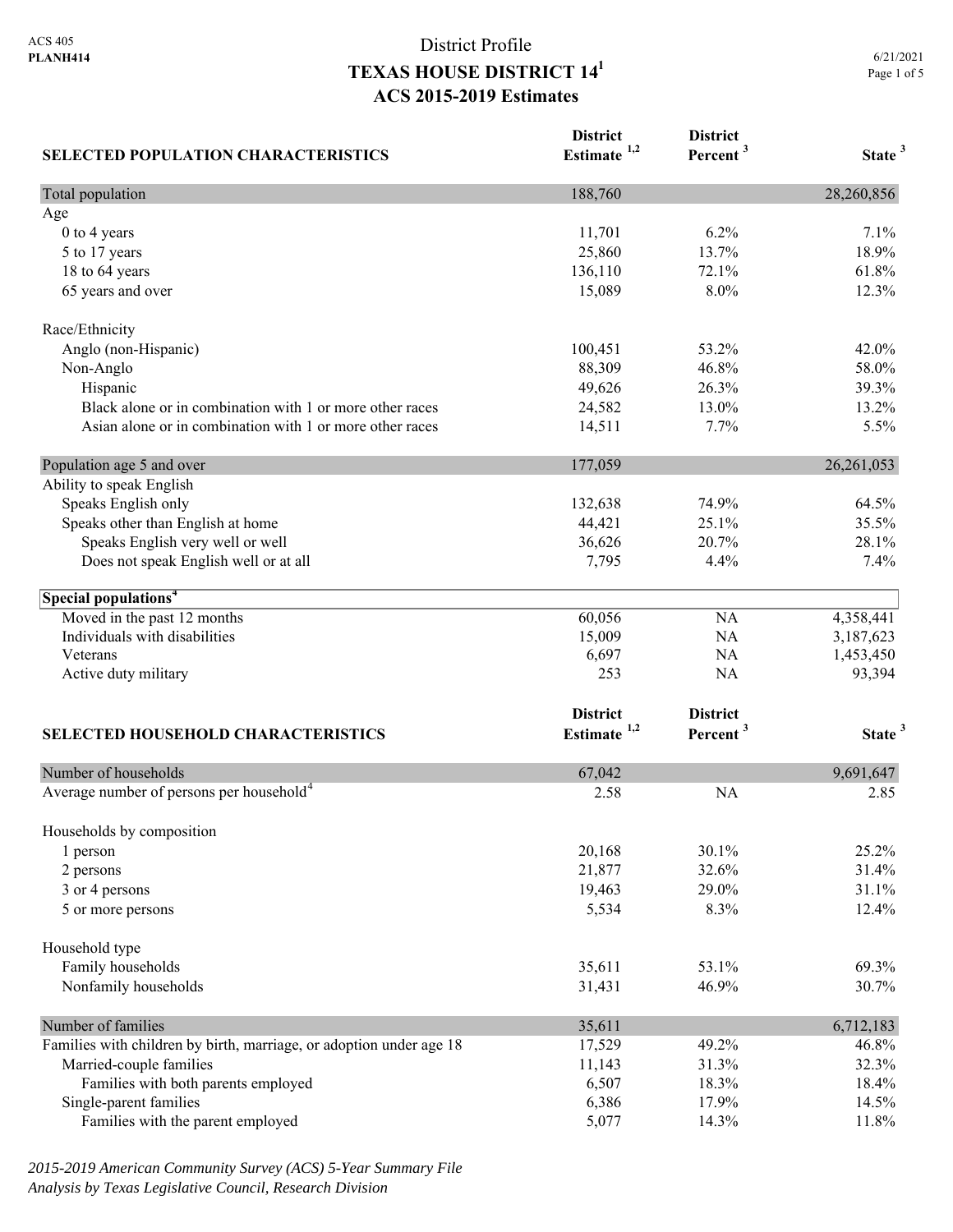ACS 405
**PLANH414**

# District Profile
# TEXAS HOUSE DISTRICT 14[1]
## ACS 2015-2019 Estimates

6/21/2021

| SELECTED POPULATION CHARACTERISTICS | District Estimate [1,2] | District Percent [3] | State [3] |
|---|---|---|---|
| Total population | 188,760 | | 28,260,856 |
| Age | | | |
| 0 to 4 years | 11,701 | 6.2% | 7.1% |
| 5 to 17 years | 25,860 | 13.7% | 18.9% |
| 18 to 64 years | 136,110 | 72.1% | 61.8% |
| 65 years and over | 15,089 | 8.0% | 12.3% |
| Race/Ethnicity | | | |
| Anglo (non-Hispanic) | 100,451 | 53.2% | 42.0% |
| Non-Anglo | 88,309 | 46.8% | 58.0% |
| Hispanic | 49,626 | 26.3% | 39.3% |
| Black alone or in combination with 1 or more other races | 24,582 | 13.0% | 13.2% |
| Asian alone or in combination with 1 or more other races | 14,511 | 7.7% | 5.5% |
| Population age 5 and over | 177,059 | | 26,261,053 |
| Ability to speak English | | | |
| Speaks English only | 132,638 | 74.9% | 64.5% |
| Speaks other than English at home | 44,421 | 25.1% | 35.5% |
| Speaks English very well or well | 36,626 | 20.7% | 28.1% |
| Does not speak English well or at all | 7,795 | 4.4% | 7.4% |
| **Special populations[4]** | | | |
| Moved in the past 12 months | 60,056 | NA | 4,358,441 |
| Individuals with disabilities | 15,009 | NA | 3,187,623 |
| Veterans | 6,697 | NA | 1,453,450 |
| Active duty military | 253 | NA | 93,394 |

| SELECTED HOUSEHOLD CHARACTERISTICS | District Estimate [1,2] | District Percent [3] | State [3] |
|---|---|---|---|
| Number of households | 67,042 | | 9,691,647 |
| Average number of persons per household[4] | 2.58 | NA | 2.85 |
| Households by composition | | | |
| 1 person | 20,168 | 30.1% | 25.2% |
| 2 persons | 21,877 | 32.6% | 31.4% |
| 3 or 4 persons | 19,463 | 29.0% | 31.1% |
| 5 or more persons | 5,534 | 8.3% | 12.4% |
| Household type | | | |
| Family households | 35,611 | 53.1% | 69.3% |
| Nonfamily households | 31,431 | 46.9% | 30.7% |
| Number of families | 35,611 | | 6,712,183 |
| Families with children by birth, marriage, or adoption under age 18 | 17,529 | 49.2% | 46.8% |
| Married-couple families | 11,143 | 31.3% | 32.3% |
| Families with both parents employed | 6,507 | 18.3% | 18.4% |
| Single-parent families | 6,386 | 17.9% | 14.5% |
| Families with the parent employed | 5,077 | 14.3% | 11.8% |

*2015-2019 American Community Survey (ACS) 5-Year Summary File*
*Analysis by Texas Legislative Council, Research Division*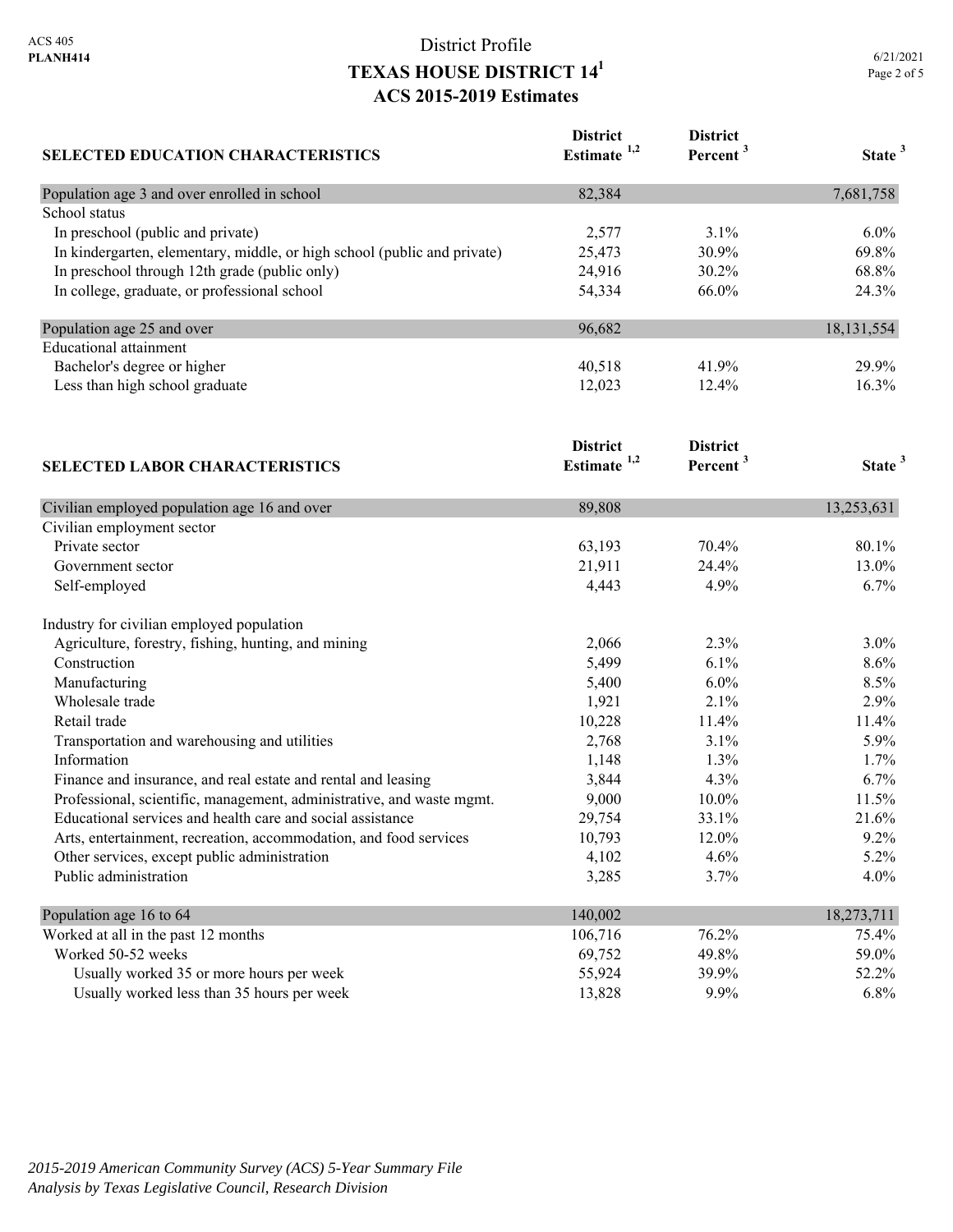District Profile

# TEXAS HOUSE DISTRICT 14[1]

## ACS 2015-2019 Estimates

| SELECTED EDUCATION CHARACTERISTICS | District Estimate [1,2] | District Percent [3] | State [3] |
|---|---|---|---|
| Population age 3 and over enrolled in school | 82,384 | | 7,681,758 |
| School status | | | |
| In preschool (public and private) | 2,577 | 3.1% | 6.0% |
| In kindergarten, elementary, middle, or high school (public and private) | 25,473 | 30.9% | 69.8% |
| In preschool through 12th grade (public only) | 24,916 | 30.2% | 68.8% |
| In college, graduate, or professional school | 54,334 | 66.0% | 24.3% |
| Population age 25 and over | 96,682 | | 18,131,554 |
| Educational attainment | | | |
| Bachelor's degree or higher | 40,518 | 41.9% | 29.9% |
| Less than high school graduate | 12,023 | 12.4% | 16.3% |

| SELECTED LABOR CHARACTERISTICS | District Estimate [1,2] | District Percent [3] | State [3] |
|---|---|---|---|
| Civilian employed population age 16 and over | 89,808 | | 13,253,631 |
| Civilian employment sector | | | |
| Private sector | 63,193 | 70.4% | 80.1% |
| Government sector | 21,911 | 24.4% | 13.0% |
| Self-employed | 4,443 | 4.9% | 6.7% |
| Industry for civilian employed population | | | |
| Agriculture, forestry, fishing, hunting, and mining | 2,066 | 2.3% | 3.0% |
| Construction | 5,499 | 6.1% | 8.6% |
| Manufacturing | 5,400 | 6.0% | 8.5% |
| Wholesale trade | 1,921 | 2.1% | 2.9% |
| Retail trade | 10,228 | 11.4% | 11.4% |
| Transportation and warehousing and utilities | 2,768 | 3.1% | 5.9% |
| Information | 1,148 | 1.3% | 1.7% |
| Finance and insurance, and real estate and rental and leasing | 3,844 | 4.3% | 6.7% |
| Professional, scientific, management, administrative, and waste mgmt. | 9,000 | 10.0% | 11.5% |
| Educational services and health care and social assistance | 29,754 | 33.1% | 21.6% |
| Arts, entertainment, recreation, accommodation, and food services | 10,793 | 12.0% | 9.2% |
| Other services, except public administration | 4,102 | 4.6% | 5.2% |
| Public administration | 3,285 | 3.7% | 4.0% |
| Population age 16 to 64 | 140,002 | | 18,273,711 |
| Worked at all in the past 12 months | 106,716 | 76.2% | 75.4% |
| Worked 50-52 weeks | 69,752 | 49.8% | 59.0% |
| Usually worked 35 or more hours per week | 55,924 | 39.9% | 52.2% |
| Usually worked less than 35 hours per week | 13,828 | 9.9% | 6.8% |

*2015-2019 American Community Survey (ACS) 5-Year Summary File*
*Analysis by Texas Legislative Council, Research Division*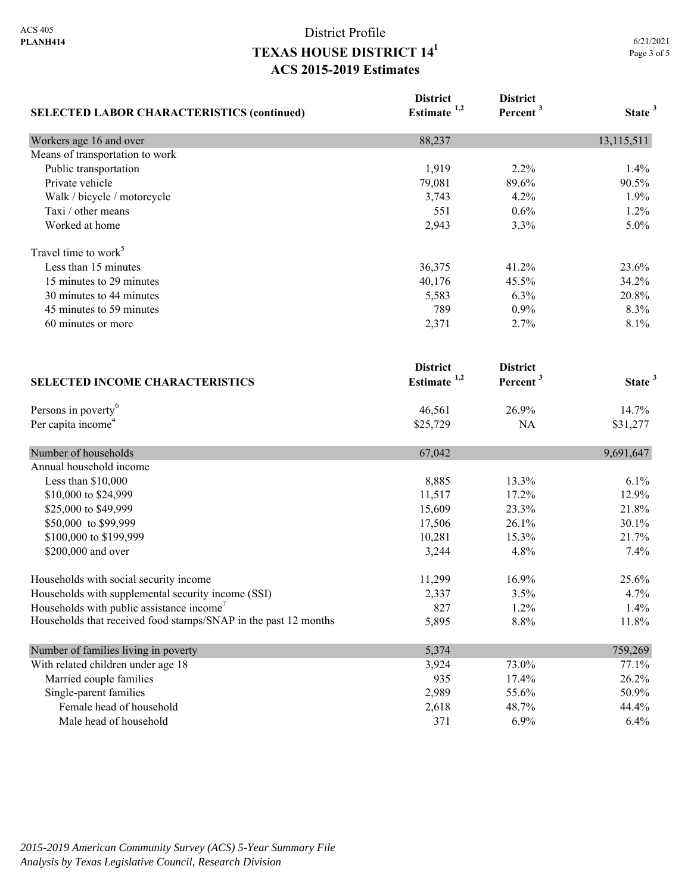ACS 405
**PLANH414**

# District Profile
## TEXAS HOUSE DISTRICT 14[1]
## ACS 2015-2019 Estimates

6/21/2021

| SELECTED LABOR CHARACTERISTICS (continued) | District Estimate [1,2] | District Percent [3] | State [3] |
|---|---|---|---|
| Workers age 16 and over | 88,237 | | 13,115,511 |
| Means of transportation to work | | | |
| Public transportation | 1,919 | 2.2% | 1.4% |
| Private vehicle | 79,081 | 89.6% | 90.5% |
| Walk / bicycle / motorcycle | 3,743 | 4.2% | 1.9% |
| Taxi / other means | 551 | 0.6% | 1.2% |
| Worked at home | 2,943 | 3.3% | 5.0% |
| Travel time to work[5] | | | |
| Less than 15 minutes | 36,375 | 41.2% | 23.6% |
| 15 minutes to 29 minutes | 40,176 | 45.5% | 34.2% |
| 30 minutes to 44 minutes | 5,583 | 6.3% | 20.8% |
| 45 minutes to 59 minutes | 789 | 0.9% | 8.3% |
| 60 minutes or more | 2,371 | 2.7% | 8.1% |

| SELECTED INCOME CHARACTERISTICS | District Estimate [1,2] | District Percent [3] | State [3] |
|---|---|---|---|
| Persons in poverty[6] | 46,561 | 26.9% | 14.7% |
| Per capita income[4] | $25,729 | NA | $31,277 |
| Number of households | 67,042 | | 9,691,647 |
| Annual household income | | | |
| Less than $10,000 | 8,885 | 13.3% | 6.1% |
| $10,000 to $24,999 | 11,517 | 17.2% | 12.9% |
| $25,000 to $49,999 | 15,609 | 23.3% | 21.8% |
| $50,000 to $99,999 | 17,506 | 26.1% | 30.1% |
| $100,000 to $199,999 | 10,281 | 15.3% | 21.7% |
| $200,000 and over | 3,244 | 4.8% | 7.4% |
| Households with social security income | 11,299 | 16.9% | 25.6% |
| Households with supplemental security income (SSI) | 2,337 | 3.5% | 4.7% |
| Households with public assistance income[7] | 827 | 1.2% | 1.4% |
| Households that received food stamps/SNAP in the past 12 months | 5,895 | 8.8% | 11.8% |
| Number of families living in poverty | 5,374 | | 759,269 |
| With related children under age 18 | 3,924 | 73.0% | 77.1% |
| Married couple families | 935 | 17.4% | 26.2% |
| Single-parent families | 2,989 | 55.6% | 50.9% |
| Female head of household | 2,618 | 48.7% | 44.4% |
| Male head of household | 371 | 6.9% | 6.4% |

*2015-2019 American Community Survey (ACS) 5-Year Summary File*
*Analysis by Texas Legislative Council, Research Division*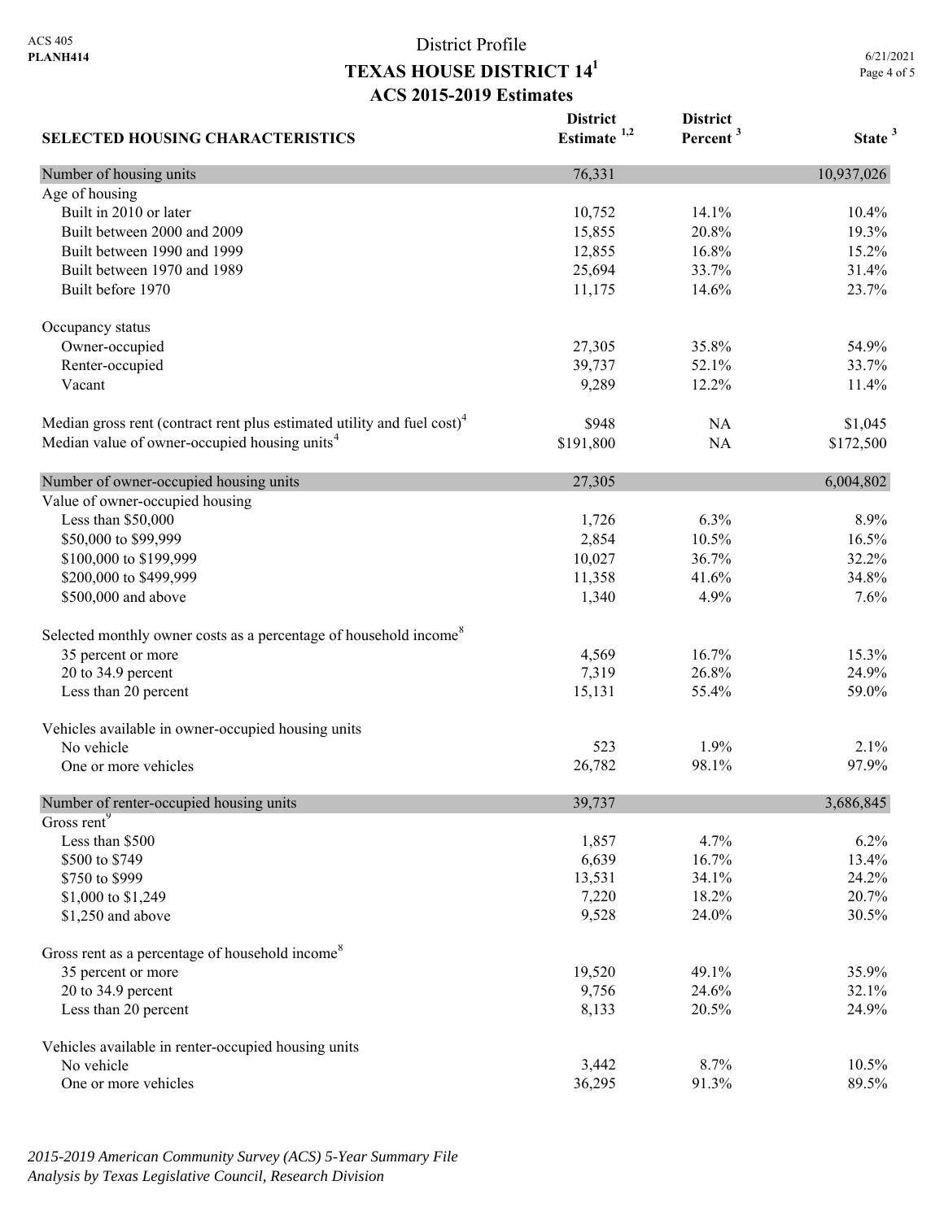ACS 405
**PLANH414**

# District Profile
## TEXAS HOUSE DISTRICT 14[1]
## ACS 2015-2019 Estimates

| SELECTED HOUSING CHARACTERISTICS | District Estimate [1,2] | District Percent [3] | State [3] |
|---|---|---|---|
| Number of housing units | 76,331 | | 10,937,026 |
| Age of housing | | | |
| Built in 2010 or later | 10,752 | 14.1% | 10.4% |
| Built between 2000 and 2009 | 15,855 | 20.8% | 19.3% |
| Built between 1990 and 1999 | 12,855 | 16.8% | 15.2% |
| Built between 1970 and 1989 | 25,694 | 33.7% | 31.4% |
| Built before 1970 | 11,175 | 14.6% | 23.7% |
| Occupancy status | | | |
| Owner-occupied | 27,305 | 35.8% | 54.9% |
| Renter-occupied | 39,737 | 52.1% | 33.7% |
| Vacant | 9,289 | 12.2% | 11.4% |
| Median gross rent (contract rent plus estimated utility and fuel cost)[4] | $948 | NA | $1,045 |
| Median value of owner-occupied housing units[4] | $191,800 | NA | $172,500 |
| Number of owner-occupied housing units | 27,305 | | 6,004,802 |
| Value of owner-occupied housing | | | |
| Less than $50,000 | 1,726 | 6.3% | 8.9% |
| $50,000 to $99,999 | 2,854 | 10.5% | 16.5% |
| $100,000 to $199,999 | 10,027 | 36.7% | 32.2% |
| $200,000 to $499,999 | 11,358 | 41.6% | 34.8% |
| $500,000 and above | 1,340 | 4.9% | 7.6% |
| Selected monthly owner costs as a percentage of household income[8] | | | |
| 35 percent or more | 4,569 | 16.7% | 15.3% |
| 20 to 34.9 percent | 7,319 | 26.8% | 24.9% |
| Less than 20 percent | 15,131 | 55.4% | 59.0% |
| Vehicles available in owner-occupied housing units | | | |
| No vehicle | 523 | 1.9% | 2.1% |
| One or more vehicles | 26,782 | 98.1% | 97.9% |
| Number of renter-occupied housing units | 39,737 | | 3,686,845 |
| Gross rent[9] | | | |
| Less than $500 | 1,857 | 4.7% | 6.2% |
| $500 to $749 | 6,639 | 16.7% | 13.4% |
| $750 to $999 | 13,531 | 34.1% | 24.2% |
| $1,000 to $1,249 | 7,220 | 18.2% | 20.7% |
| $1,250 and above | 9,528 | 24.0% | 30.5% |
| Gross rent as a percentage of household income[8] | | | |
| 35 percent or more | 19,520 | 49.1% | 35.9% |
| 20 to 34.9 percent | 9,756 | 24.6% | 32.1% |
| Less than 20 percent | 8,133 | 20.5% | 24.9% |
| Vehicles available in renter-occupied housing units | | | |
| No vehicle | 3,442 | 8.7% | 10.5% |
| One or more vehicles | 36,295 | 91.3% | 89.5% |

*2015-2019 American Community Survey (ACS) 5-Year Summary File*
*Analysis by Texas Legislative Council, Research Division*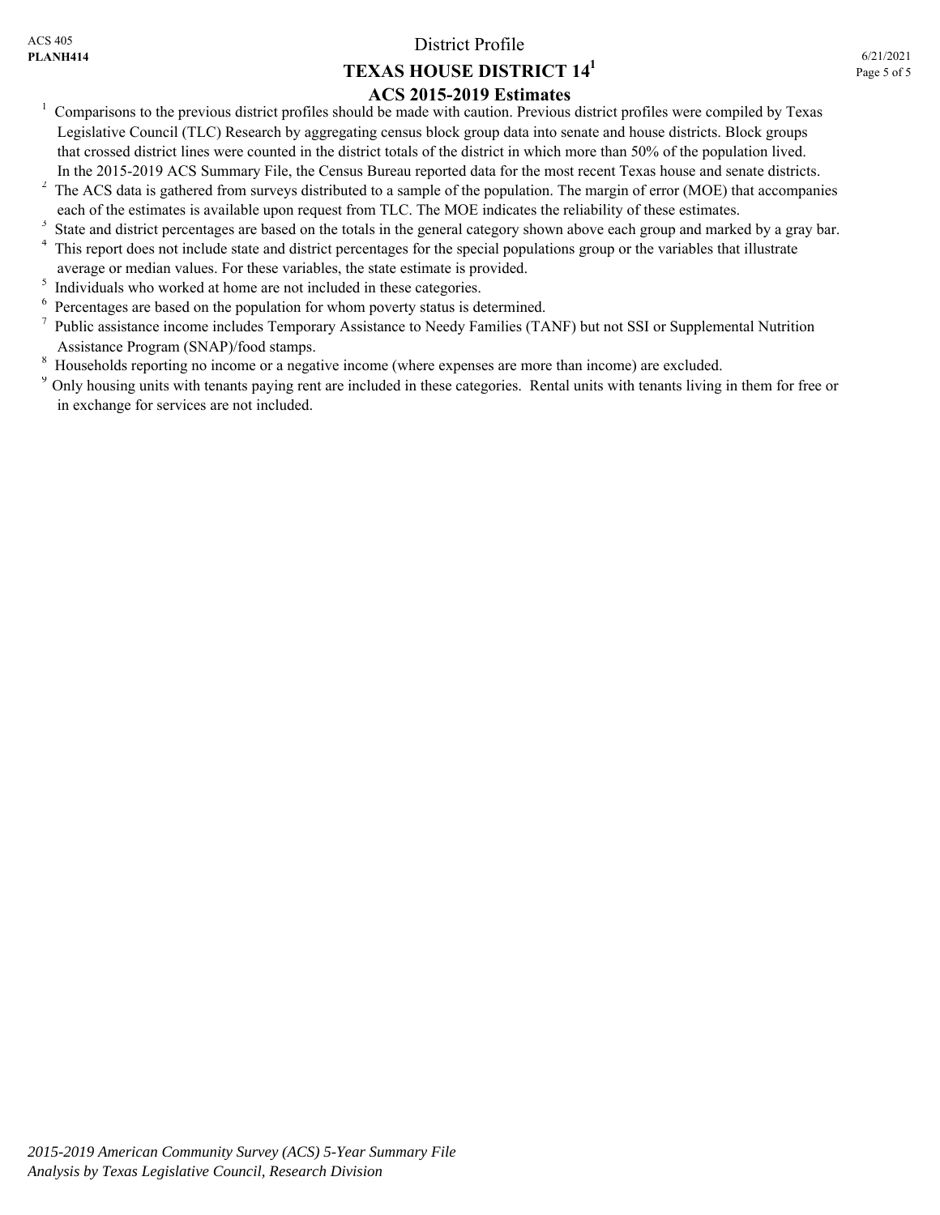[1] Comparisons to the previous district profiles should be made with caution. Previous district profiles were compiled by Texas Legislative Council (TLC) Research by aggregating census block group data into senate and house districts. Block groups that crossed district lines were counted in the district totals of the district in which more than 50% of the population lived. In the 2015-2019 ACS Summary File, the Census Bureau reported data for the most recent Texas house and senate districts.

[2] The ACS data is gathered from surveys distributed to a sample of the population. The margin of error (MOE) that accompanies each of the estimates is available upon request from TLC. The MOE indicates the reliability of these estimates.

[3] State and district percentages are based on the totals in the general category shown above each group and marked by a gray bar.

[4] This report does not include state and district percentages for the special populations group or the variables that illustrate average or median values. For these variables, the state estimate is provided.

[5] Individuals who worked at home are not included in these categories.

[6] Percentages are based on the population for whom poverty status is determined.

[7] Public assistance income includes Temporary Assistance to Needy Families (TANF) but not SSI or Supplemental Nutrition Assistance Program (SNAP)/food stamps.

[8] Households reporting no income or a negative income (where expenses are more than income) are excluded.

[9] Only housing units with tenants paying rent are included in these categories. Rental units with tenants living in them for free or in exchange for services are not included.

*2015-2019 American Community Survey (ACS) 5-Year Summary File*
*Analysis by Texas Legislative Council, Research Division*